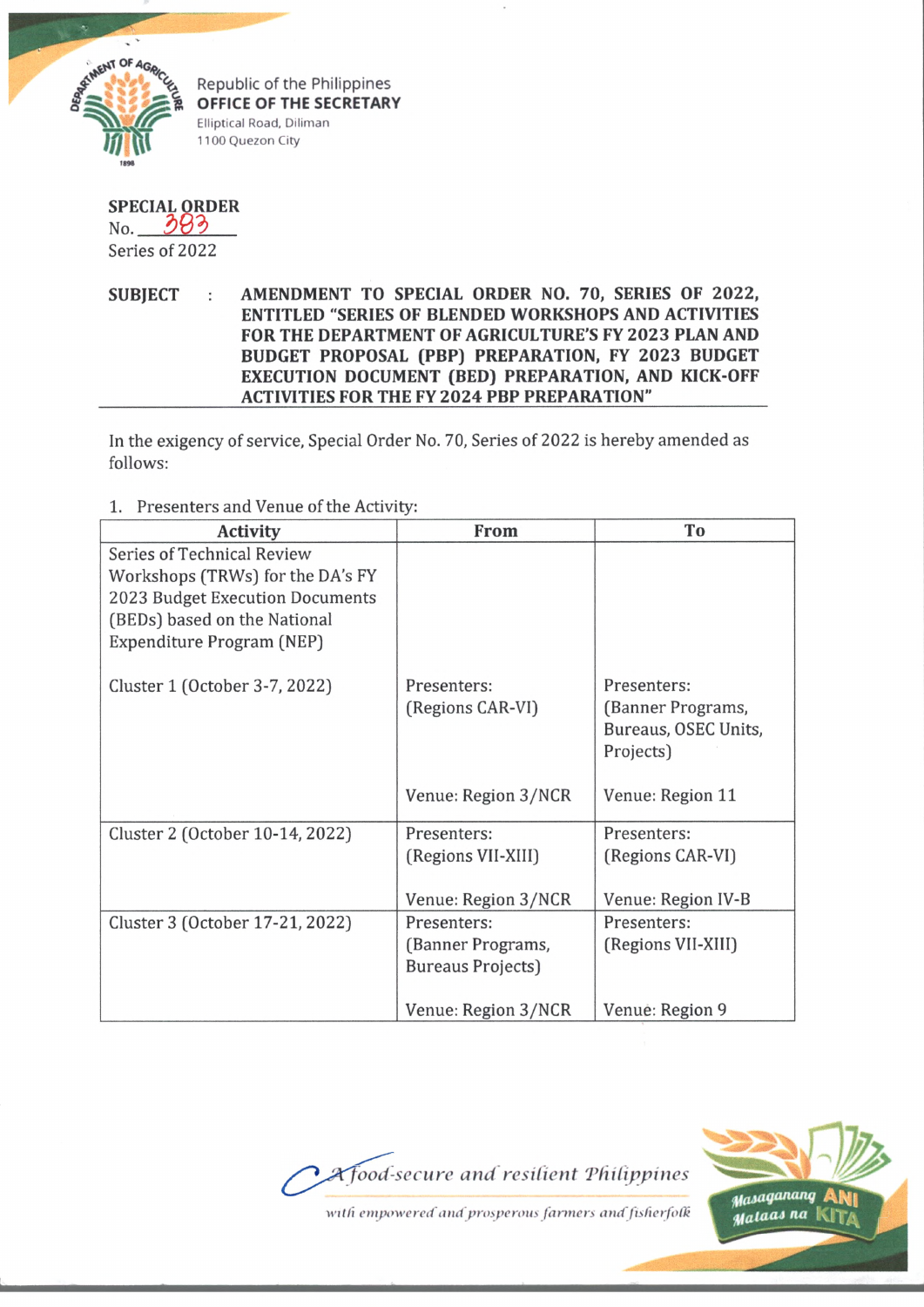Republic of the Philippines
**OFFICE OF THE SECRETARY**
Elliptical Road, Diliman
1100 Quezon City

**SPECIAL ORDER**
No. 383
Series of 2022

**SUBJECT : AMENDMENT TO SPECIAL ORDER NO. 70, SERIES OF 2022, ENTITLED "SERIES OF BLENDED WORKSHOPS AND ACTIVITIES FOR THE DEPARTMENT OF AGRICULTURE'S FY 2023 PLAN AND BUDGET PROPOSAL (PBP) PREPARATION, FY 2023 BUDGET EXECUTION DOCUMENT (BED) PREPARATION, AND KICK-OFF ACTIVITIES FOR THE FY 2024 PBP PREPARATION"**

In the exigency of service, Special Order No. 70, Series of 2022 is hereby amended as follows:

1. Presenters and Venue of the Activity:

| Activity | From | To |
|---|---|---|
| Series of Technical Review Workshops (TRWs) for the DA's FY 2023 Budget Execution Documents (BEDs) based on the National Expenditure Program (NEP) | | |
| Cluster 1 (October 3-7, 2022) | Presenters: (Regions CAR-VI)<br><br>Venue: Region 3/NCR | Presenters: (Banner Programs, Bureaus, OSEC Units, Projects)<br><br>Venue: Region 11 |
| Cluster 2 (October 10-14, 2022) | Presenters: (Regions VII-XIII)<br><br>Venue: Region 3/NCR | Presenters: (Regions CAR-VI)<br><br>Venue: Region IV-B |
| Cluster 3 (October 17-21, 2022) | Presenters: (Banner Programs, Bureaus Projects)<br><br>Venue: Region 3/NCR | Presenters: (Regions VII-XIII)<br><br>Venue: Region 9 |

*A food-secure and resilient Philippines with empowered and prosperous farmers and fisherfolk*

Masaganang ANI Mataas na KITA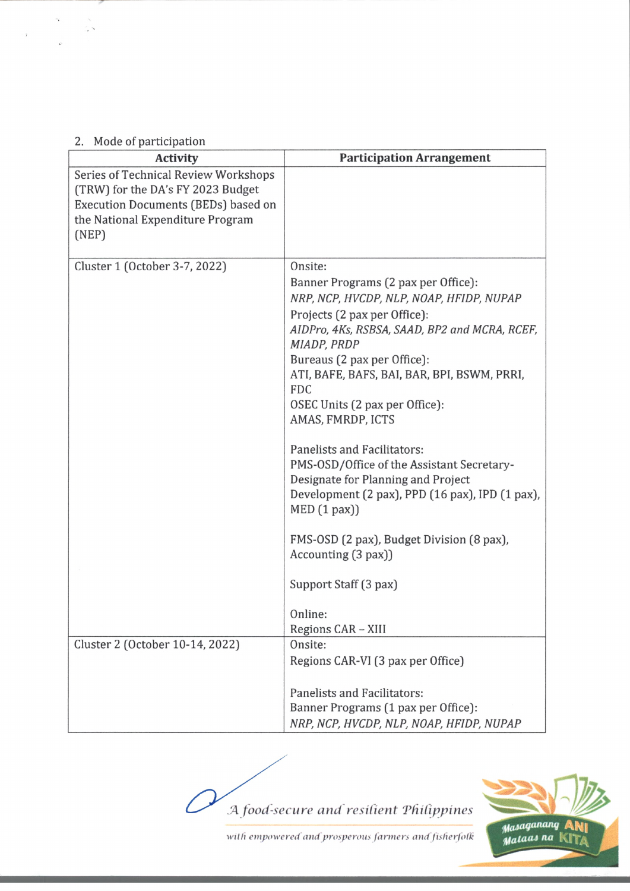2. Mode of participation

| Activity | Participation Arrangement |
|---|---|
| Series of Technical Review Workshops (TRW) for the DA's FY 2023 Budget Execution Documents (BEDs) based on the National Expenditure Program (NEP) | |
| Cluster 1 (October 3-7, 2022) | Onsite:<br>Banner Programs (2 pax per Office):<br>*NRP, NCP, HVCDP, NLP, NOAP, HFIDP, NUPAP*<br>Projects (2 pax per Office):<br>*AIDPro, 4Ks, RSBSA, SAAD, BP2 and MCRA, RCEF, MIADP, PRDP*<br>Bureaus (2 pax per Office):<br>ATI, BAFE, BAFS, BAI, BAR, BPI, BSWM, PRRI, FDC<br>OSEC Units (2 pax per Office):<br>AMAS, FMRDP, ICTS<br><br>Panelists and Facilitators:<br>PMS-OSD/Office of the Assistant Secretary-Designate for Planning and Project Development (2 pax), PPD (16 pax), IPD (1 pax), MED (1 pax))<br><br>FMS-OSD (2 pax), Budget Division (8 pax), Accounting (3 pax))<br><br>Support Staff (3 pax)<br><br>Online:<br>Regions CAR – XIII |
| Cluster 2 (October 10-14, 2022) | Onsite:<br>Regions CAR-VI (3 pax per Office)<br><br>Panelists and Facilitators:<br>Banner Programs (1 pax per Office):<br>*NRP, NCP, HVCDP, NLP, NOAP, HFIDP, NUPAP* |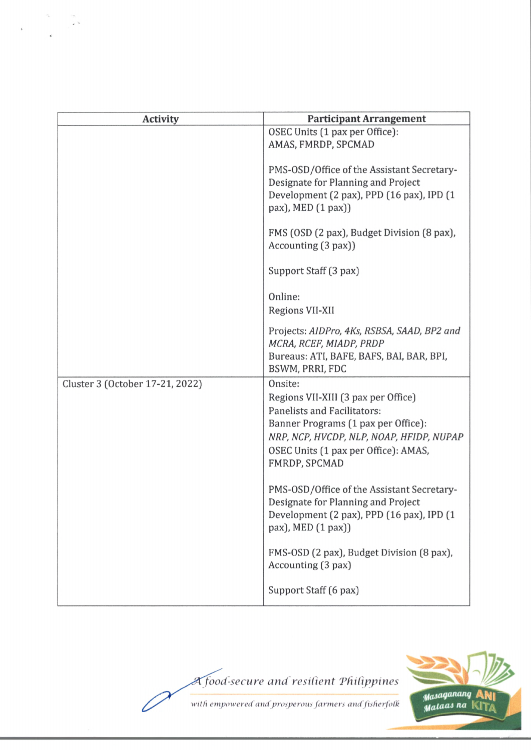| Activity | Participant Arrangement |
|---|---|
| | OSEC Units (1 pax per Office):<br>AMAS, FMRDP, SPCMAD<br><br>PMS-OSD/Office of the Assistant Secretary-Designate for Planning and Project Development (2 pax), PPD (16 pax), IPD (1 pax), MED (1 pax))<br><br>FMS (OSD (2 pax), Budget Division (8 pax), Accounting (3 pax))<br><br>Support Staff (3 pax)<br><br>Online:<br>Regions VII-XII<br><br>Projects: *AIDPro, 4Ks, RSBSA, SAAD, BP2 and MCRA, RCEF, MIADP, PRDP*<br>Bureaus: ATI, BAFE, BAFS, BAI, BAR, BPI, BSWM, PRRI, FDC |
| Cluster 3 (October 17-21, 2022) | Onsite:<br>Regions VII-XIII (3 pax per Office)<br>Panelists and Facilitators:<br>Banner Programs (1 pax per Office):<br>*NRP, NCP, HVCDP, NLP, NOAP, HFIDP, NUPAP*<br>OSEC Units (1 pax per Office): AMAS, FMRDP, SPCMAD<br><br>PMS-OSD/Office of the Assistant Secretary-Designate for Planning and Project Development (2 pax), PPD (16 pax), IPD (1 pax), MED (1 pax))<br><br>FMS-OSD (2 pax), Budget Division (8 pax), Accounting (3 pax)<br><br>Support Staff (6 pax) |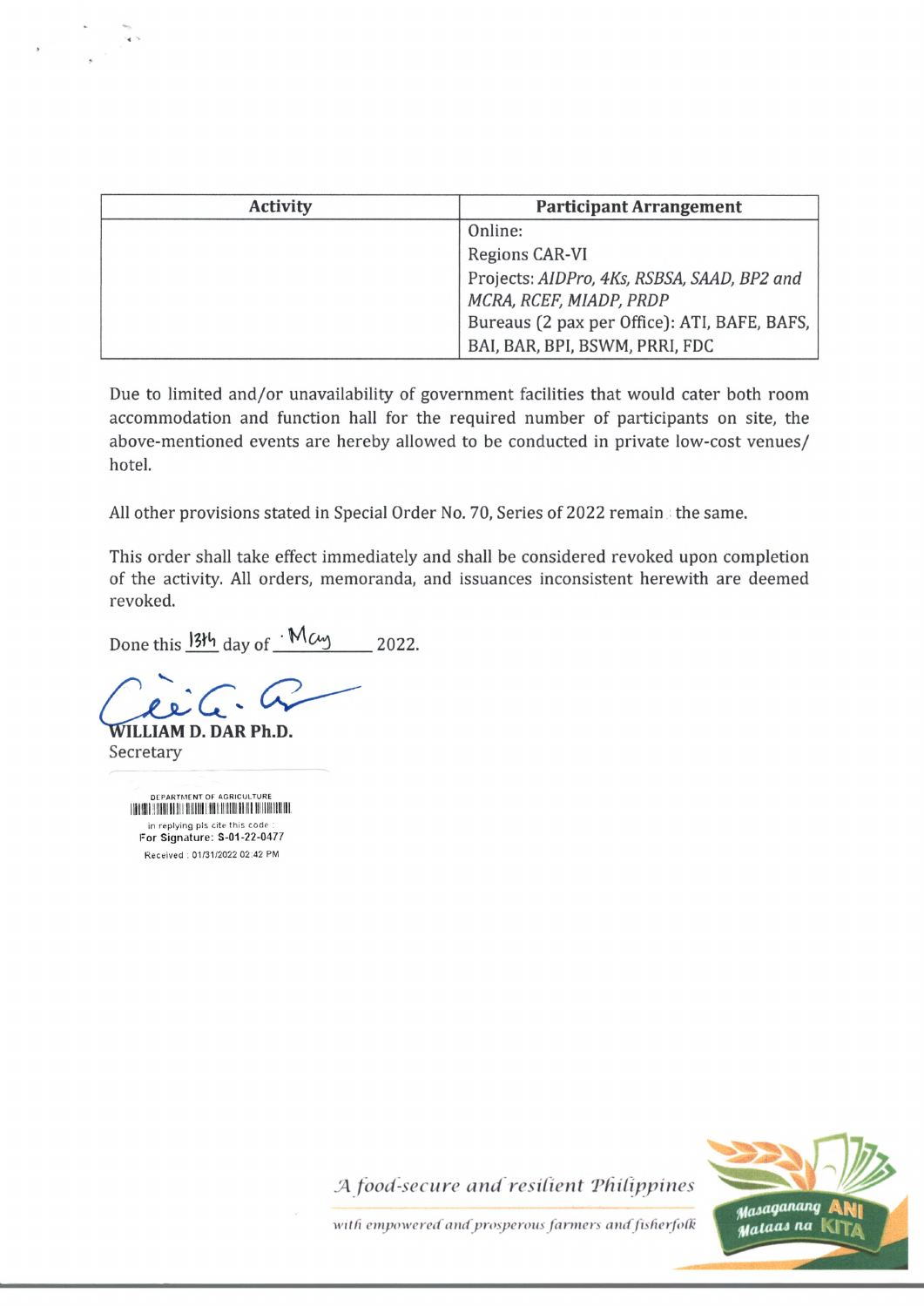| Activity | Participant Arrangement |
|---|---|
| | Online:<br>Regions CAR-VI<br>Projects: *AIDPro, 4Ks, RSBSA, SAAD, BP2 and MCRA, RCEF, MIADP, PRDP*<br>Bureaus (2 pax per Office): ATI, BAFE, BAFS, BAI, BAR, BPI, BSWM, PRRI, FDC |

Due to limited and/or unavailability of government facilities that would cater both room accommodation and function hall for the required number of participants on site, the above-mentioned events are hereby allowed to be conducted in private low-cost venues/ hotel.

All other provisions stated in Special Order No. 70, Series of 2022 remain the same.

This order shall take effect immediately and shall be considered revoked upon completion of the activity. All orders, memoranda, and issuances inconsistent herewith are deemed revoked.

Done this 13th day of May 2022.

**WILLIAM D. DAR Ph.D.**
Secretary

DEPARTMENT OF AGRICULTURE
in replying pls cite this code :
For Signature: S-01-22-0477
Received : 01/31/2022 02:42 PM

*A food-secure and resilient Philippines*
*with empowered and prosperous farmers and fisherfolk*

Masaganang ANI Mataas na KITA